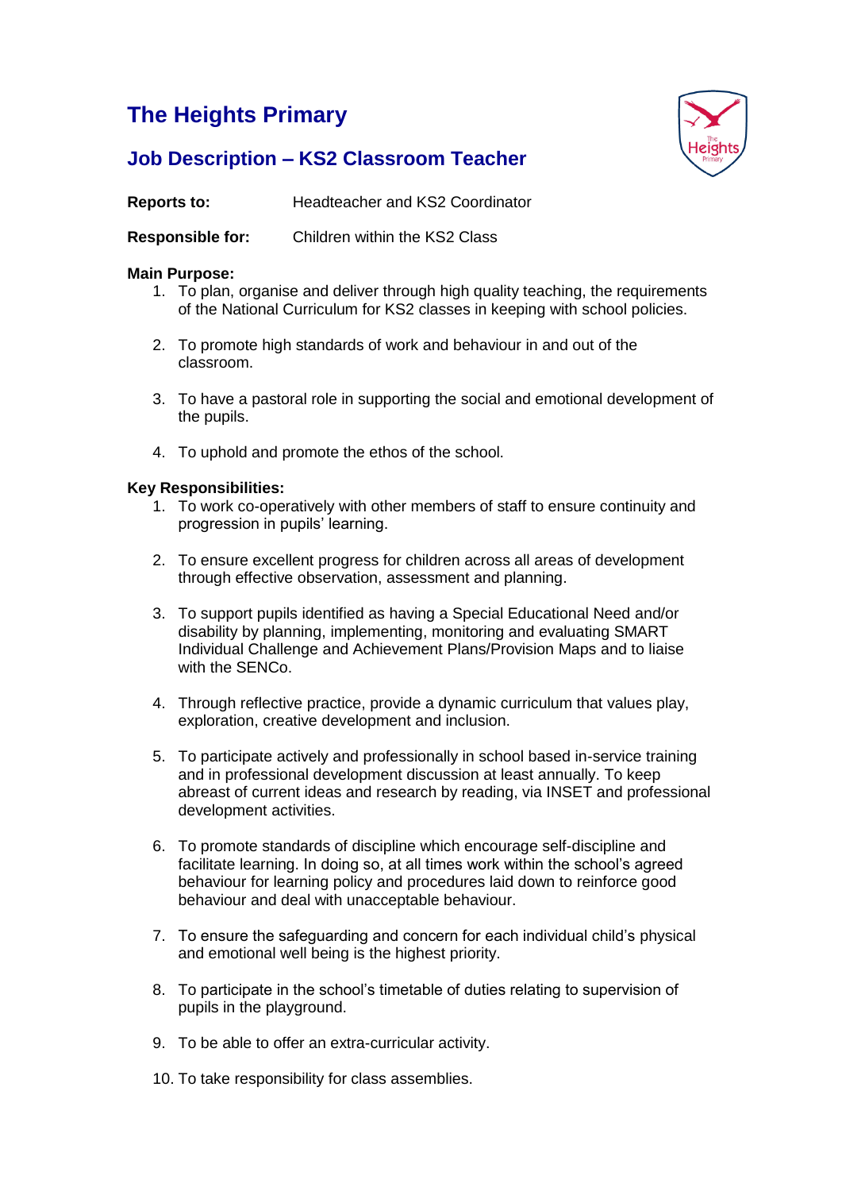# The Heights Primary

## Job Description – KS2 Classroom Teacher

**Reports to:** Headteacher and KS2 Coordinator

**Responsible for:** Children within the KS2 Class

**Main Purpose:**

1. To plan, organise and deliver through high quality teaching, the requirements of the National Curriculum for KS2 classes in keeping with school policies.
2. To promote high standards of work and behaviour in and out of the classroom.
3. To have a pastoral role in supporting the social and emotional development of the pupils.
4. To uphold and promote the ethos of the school.

**Key Responsibilities:**

1. To work co-operatively with other members of staff to ensure continuity and progression in pupils' learning.
2. To ensure excellent progress for children across all areas of development through effective observation, assessment and planning.
3. To support pupils identified as having a Special Educational Need and/or disability by planning, implementing, monitoring and evaluating SMART Individual Challenge and Achievement Plans/Provision Maps and to liaise with the SENCo.
4. Through reflective practice, provide a dynamic curriculum that values play, exploration, creative development and inclusion.
5. To participate actively and professionally in school based in-service training and in professional development discussion at least annually. To keep abreast of current ideas and research by reading, via INSET and professional development activities.
6. To promote standards of discipline which encourage self-discipline and facilitate learning. In doing so, at all times work within the school's agreed behaviour for learning policy and procedures laid down to reinforce good behaviour and deal with unacceptable behaviour.
7. To ensure the safeguarding and concern for each individual child's physical and emotional well being is the highest priority.
8. To participate in the school's timetable of duties relating to supervision of pupils in the playground.
9. To be able to offer an extra-curricular activity.
10. To take responsibility for class assemblies.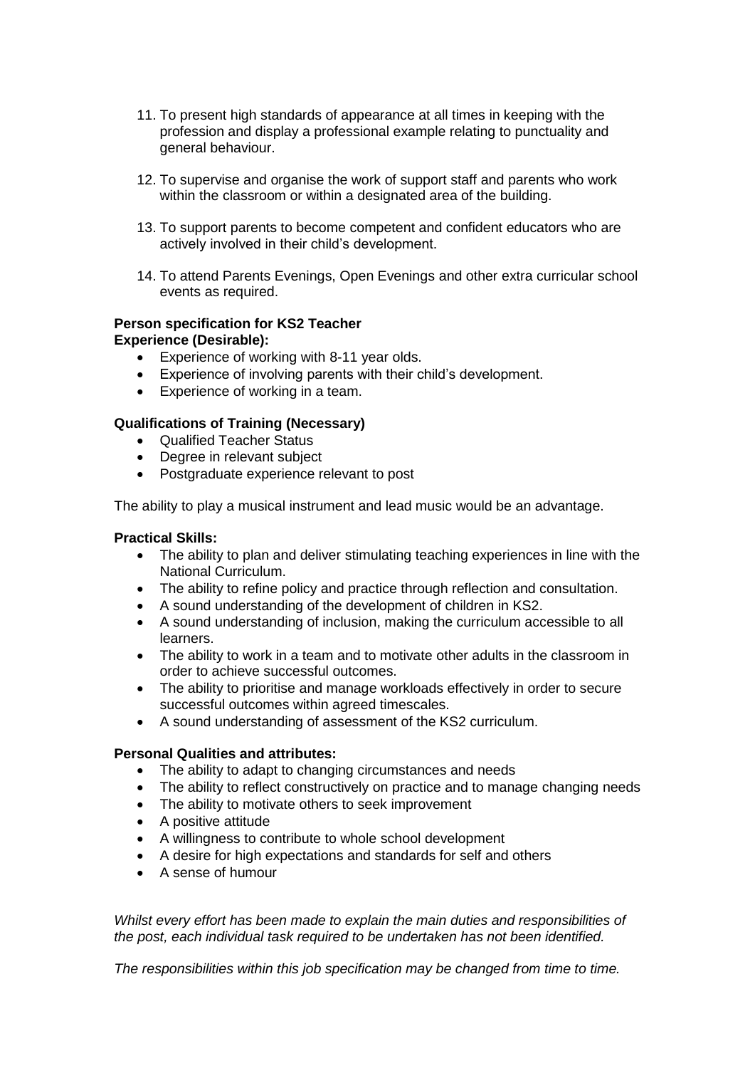11. To present high standards of appearance at all times in keeping with the profession and display a professional example relating to punctuality and general behaviour.

12. To supervise and organise the work of support staff and parents who work within the classroom or within a designated area of the building.

13. To support parents to become competent and confident educators who are actively involved in their child's development.

14. To attend Parents Evenings, Open Evenings and other extra curricular school events as required.

**Person specification for KS2 Teacher**
**Experience (Desirable):**

- Experience of working with 8-11 year olds.
- Experience of involving parents with their child's development.
- Experience of working in a team.

**Qualifications of Training (Necessary)**

- Qualified Teacher Status
- Degree in relevant subject
- Postgraduate experience relevant to post

The ability to play a musical instrument and lead music would be an advantage.

**Practical Skills:**

- The ability to plan and deliver stimulating teaching experiences in line with the National Curriculum.
- The ability to refine policy and practice through reflection and consultation.
- A sound understanding of the development of children in KS2.
- A sound understanding of inclusion, making the curriculum accessible to all learners.
- The ability to work in a team and to motivate other adults in the classroom in order to achieve successful outcomes.
- The ability to prioritise and manage workloads effectively in order to secure successful outcomes within agreed timescales.
- A sound understanding of assessment of the KS2 curriculum.

**Personal Qualities and attributes:**

- The ability to adapt to changing circumstances and needs
- The ability to reflect constructively on practice and to manage changing needs
- The ability to motivate others to seek improvement
- A positive attitude
- A willingness to contribute to whole school development
- A desire for high expectations and standards for self and others
- A sense of humour

*Whilst every effort has been made to explain the main duties and responsibilities of the post, each individual task required to be undertaken has not been identified.*

*The responsibilities within this job specification may be changed from time to time.*